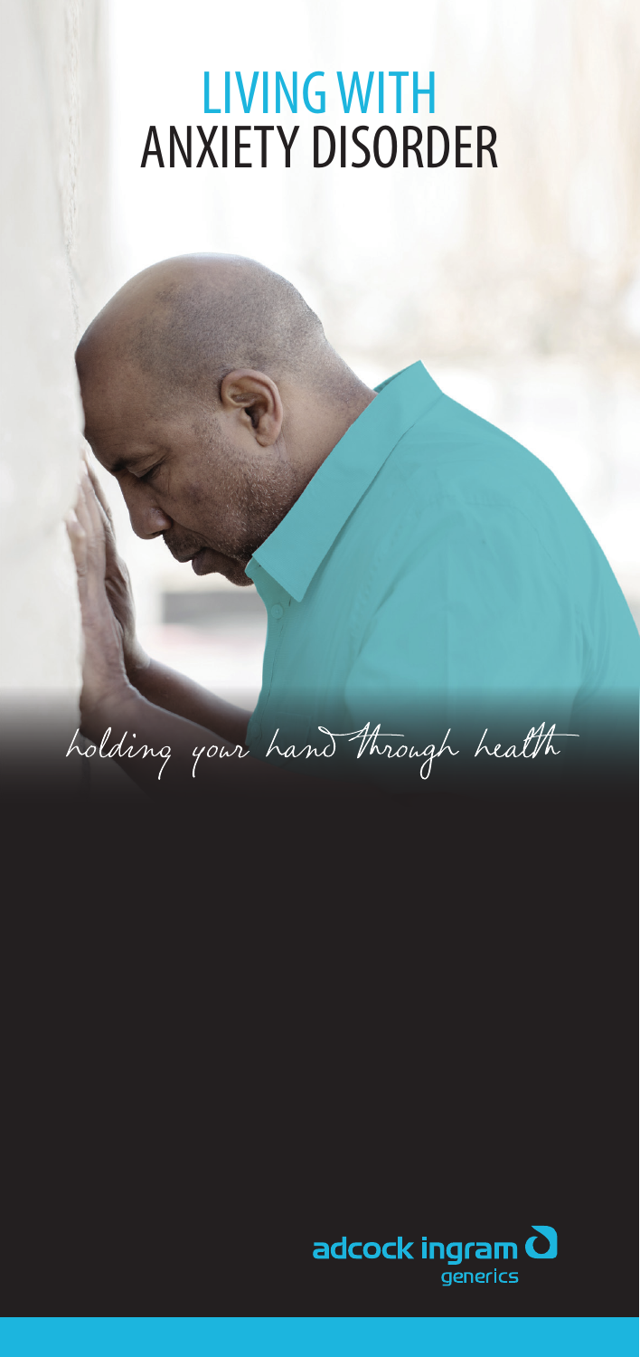# LIVING WITH ANXIETY DISORDER

*holding your hand through health*

adcock ingram generics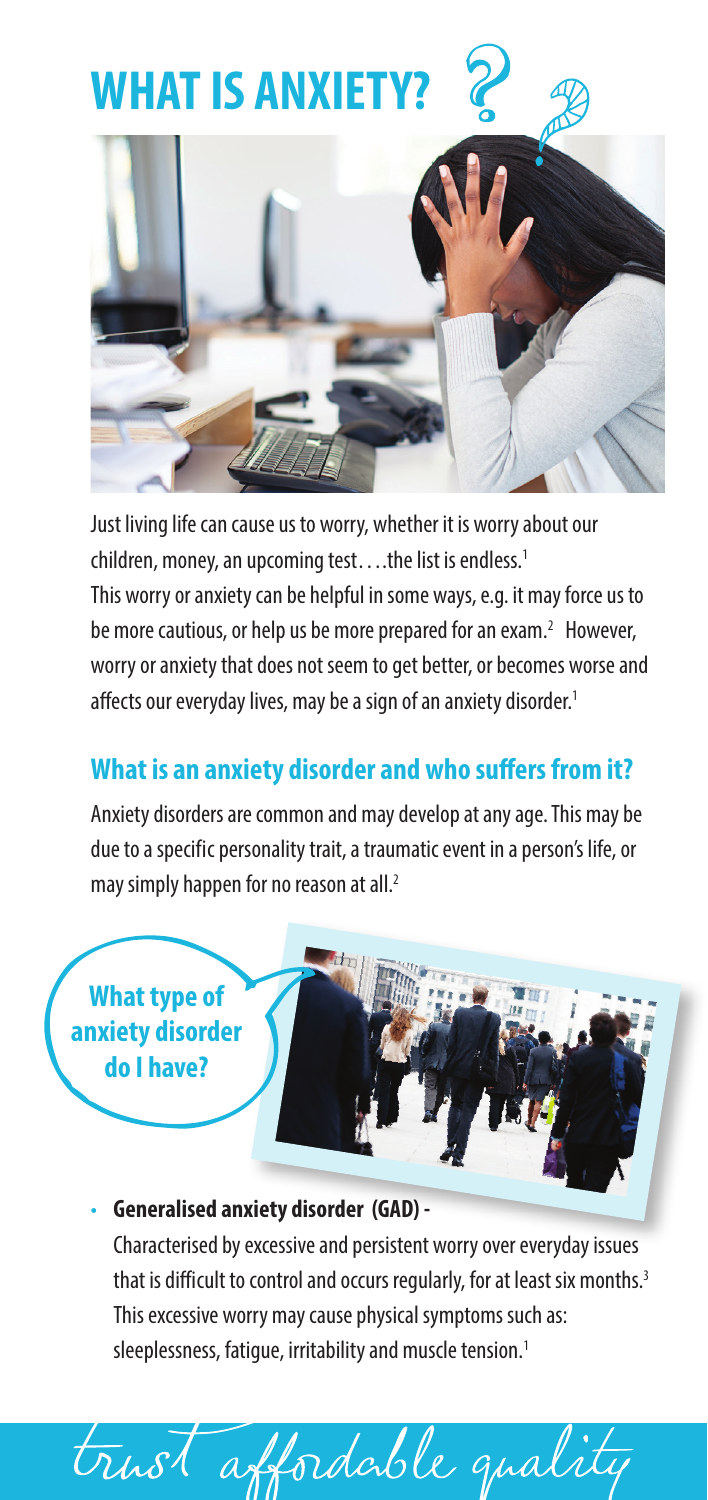# WHAT IS ANXIETY?

Just living life can cause us to worry, whether it is worry about our children, money, an upcoming test….the list is endless.[1]
This worry or anxiety can be helpful in some ways, e.g. it may force us to be more cautious, or help us be more prepared for an exam.[2] However, worry or anxiety that does not seem to get better, or becomes worse and affects our everyday lives, may be a sign of an anxiety disorder.[1]

## What is an anxiety disorder and who suffers from it?

Anxiety disorders are common and may develop at any age. This may be due to a specific personality trait, a traumatic event in a person's life, or may simply happen for no reason at all.[2]

**What type of anxiety disorder do I have?**

- **Generalised anxiety disorder (GAD) -**
  Characterised by excessive and persistent worry over everyday issues that is difficult to control and occurs regularly, for at least six months.[3] This excessive worry may cause physical symptoms such as: sleeplessness, fatigue, irritability and muscle tension.[1]

*trust affordable quality*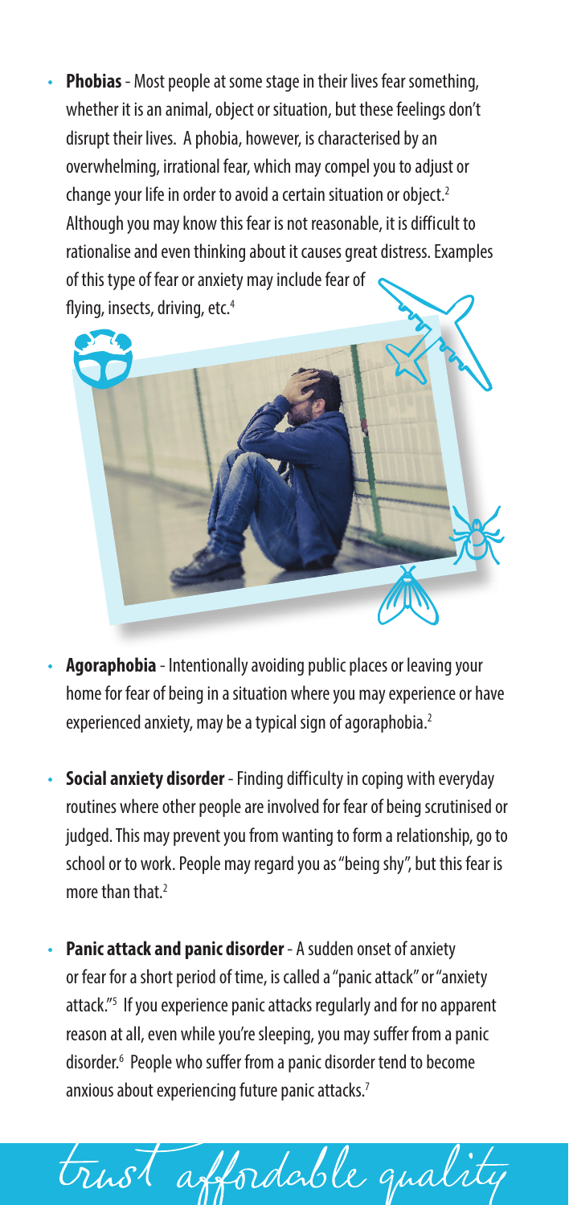- **Phobias** - Most people at some stage in their lives fear something, whether it is an animal, object or situation, but these feelings don't disrupt their lives. A phobia, however, is characterised by an overwhelming, irrational fear, which may compel you to adjust or change your life in order to avoid a certain situation or object.[2] Although you may know this fear is not reasonable, it is difficult to rationalise and even thinking about it causes great distress. Examples of this type of fear or anxiety may include fear of flying, insects, driving, etc.[4]

- **Agoraphobia** - Intentionally avoiding public places or leaving your home for fear of being in a situation where you may experience or have experienced anxiety, may be a typical sign of agoraphobia.[2]

- **Social anxiety disorder** - Finding difficulty in coping with everyday routines where other people are involved for fear of being scrutinised or judged. This may prevent you from wanting to form a relationship, go to school or to work. People may regard you as "being shy", but this fear is more than that.[2]

- **Panic attack and panic disorder** - A sudden onset of anxiety or fear for a short period of time, is called a "panic attack" or "anxiety attack."[5] If you experience panic attacks regularly and for no apparent reason at all, even while you're sleeping, you may suffer from a panic disorder.[6] People who suffer from a panic disorder tend to become anxious about experiencing future panic attacks.[7]

*trust affordable quality*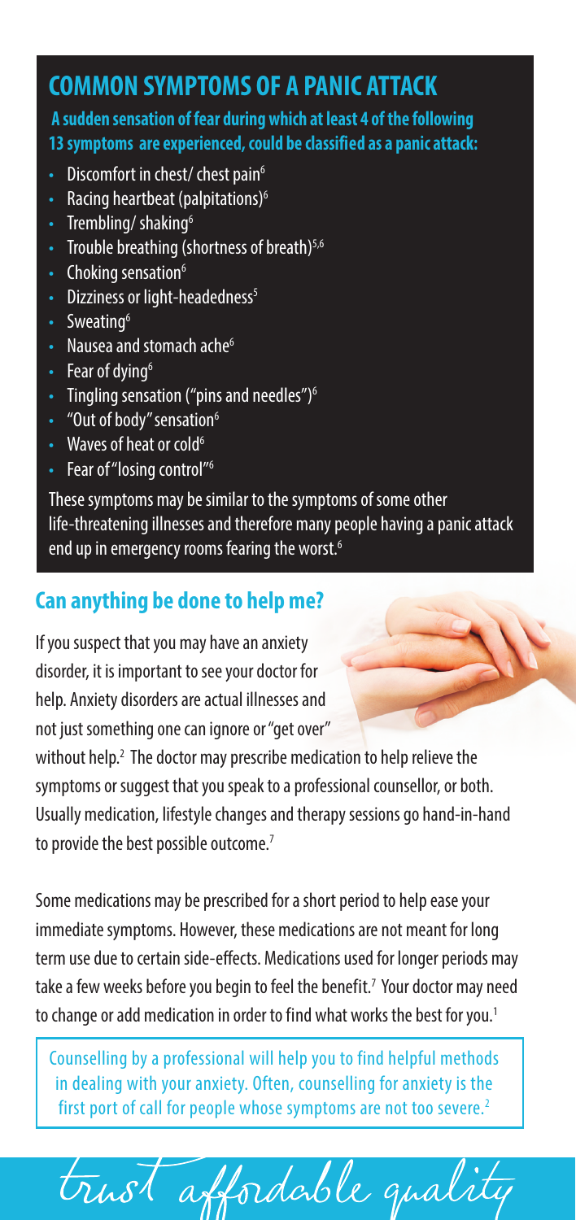## COMMON SYMPTOMS OF A PANIC ATTACK

**A sudden sensation of fear during which at least 4 of the following 13 symptoms are experienced, could be classified as a panic attack:**

- Discomfort in chest/ chest pain[6]
- Racing heartbeat (palpitations)[6]
- Trembling/ shaking[6]
- Trouble breathing (shortness of breath)[5,6]
- Choking sensation[6]
- Dizziness or light-headedness[5]
- Sweating[6]
- Nausea and stomach ache[6]
- Fear of dying[6]
- Tingling sensation ("pins and needles")[6]
- "Out of body" sensation[6]
- Waves of heat or cold[6]
- Fear of "losing control"[6]

These symptoms may be similar to the symptoms of some other life-threatening illnesses and therefore many people having a panic attack end up in emergency rooms fearing the worst.[6]

## Can anything be done to help me?

If you suspect that you may have an anxiety disorder, it is important to see your doctor for help. Anxiety disorders are actual illnesses and not just something one can ignore or "get over" without help.[2] The doctor may prescribe medication to help relieve the symptoms or suggest that you speak to a professional counsellor, or both. Usually medication, lifestyle changes and therapy sessions go hand-in-hand to provide the best possible outcome.[7]

Some medications may be prescribed for a short period to help ease your immediate symptoms. However, these medications are not meant for long term use due to certain side-effects. Medications used for longer periods may take a few weeks before you begin to feel the benefit.[7] Your doctor may need to change or add medication in order to find what works the best for you.[1]

Counselling by a professional will help you to find helpful methods in dealing with your anxiety. Often, counselling for anxiety is the first port of call for people whose symptoms are not too severe.[2]

trust affordable quality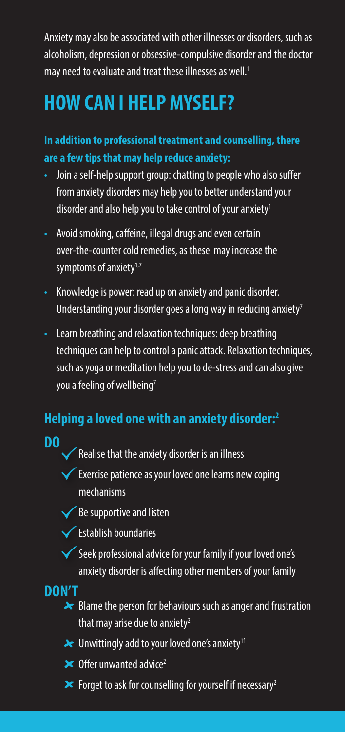Anxiety may also be associated with other illnesses or disorders, such as alcoholism, depression or obsessive-compulsive disorder and the doctor may need to evaluate and treat these illnesses as well.[1]

## HOW CAN I HELP MYSELF?

**In addition to professional treatment and counselling, there are a few tips that may help reduce anxiety:**

- Join a self-help support group: chatting to people who also suffer from anxiety disorders may help you to better understand your disorder and also help you to take control of your anxiety[1]
- Avoid smoking, caffeine, illegal drugs and even certain over-the-counter cold remedies, as these may increase the symptoms of anxiety[1,7]
- Knowledge is power: read up on anxiety and panic disorder. Understanding your disorder goes a long way in reducing anxiety[7]
- Learn breathing and relaxation techniques: deep breathing techniques can help to control a panic attack. Relaxation techniques, such as yoga or meditation help you to de-stress and can also give you a feeling of wellbeing[7]

### Helping a loved one with an anxiety disorder:[2]

**DO**

- ✓ Realise that the anxiety disorder is an illness
- ✓ Exercise patience as your loved one learns new coping mechanisms
- ✓ Be supportive and listen
- ✓ Establish boundaries
- ✓ Seek professional advice for your family if your loved one's anxiety disorder is affecting other members of your family

**DON'T**

- ✗ Blame the person for behaviours such as anger and frustration that may arise due to anxiety[2]
- ✗ Unwittingly add to your loved one's anxiety[1f]
- ✗ Offer unwanted advice[2]
- ✗ Forget to ask for counselling for yourself if necessary[2]